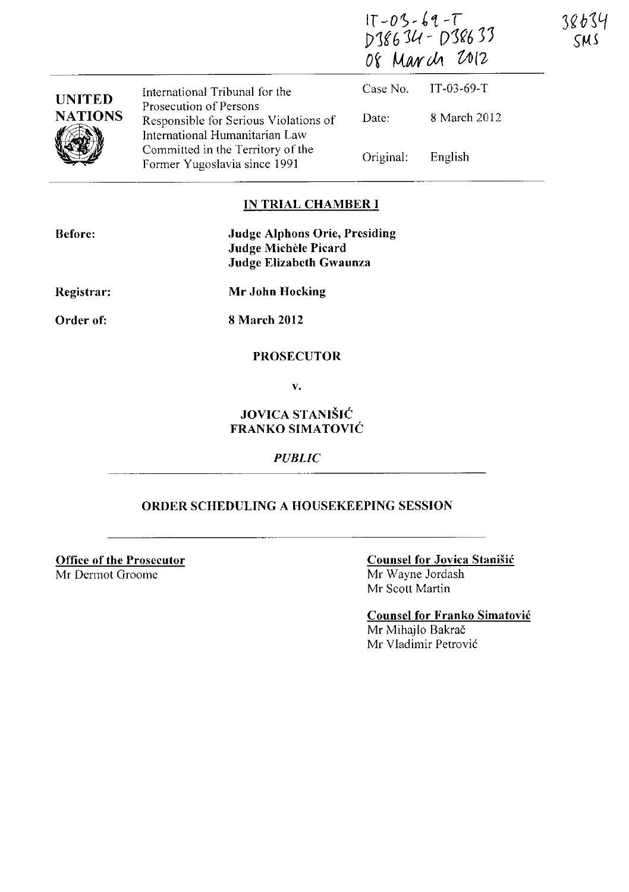IT-03-69-T
D38634 - D38633
08 March 2012

38634
SMS

**UNITED NATIONS**

International Tribunal for the Prosecution of Persons Responsible for Serious Violations of International Humanitarian Law Committed in the Territory of the Former Yugoslavia since 1991

Case No. IT-03-69-T

Date: 8 March 2012

Original: English

## IN TRIAL CHAMBER I

**Before:** Judge Alphons Orie, Presiding
Judge Michèle Picard
Judge Elizabeth Gwaunza

**Registrar:** Mr John Hocking

**Order of:** 8 March 2012

**PROSECUTOR**

v.

**JOVICA STANIŠIĆ**
**FRANKO SIMATOVIĆ**

*PUBLIC*

## ORDER SCHEDULING A HOUSEKEEPING SESSION

**Office of the Prosecutor**
Mr Dermot Groome

**Counsel for Jovica Stanišić**
Mr Wayne Jordash
Mr Scott Martin

**Counsel for Franko Simatović**
Mr Mihajlo Bakrač
Mr Vladimir Petrović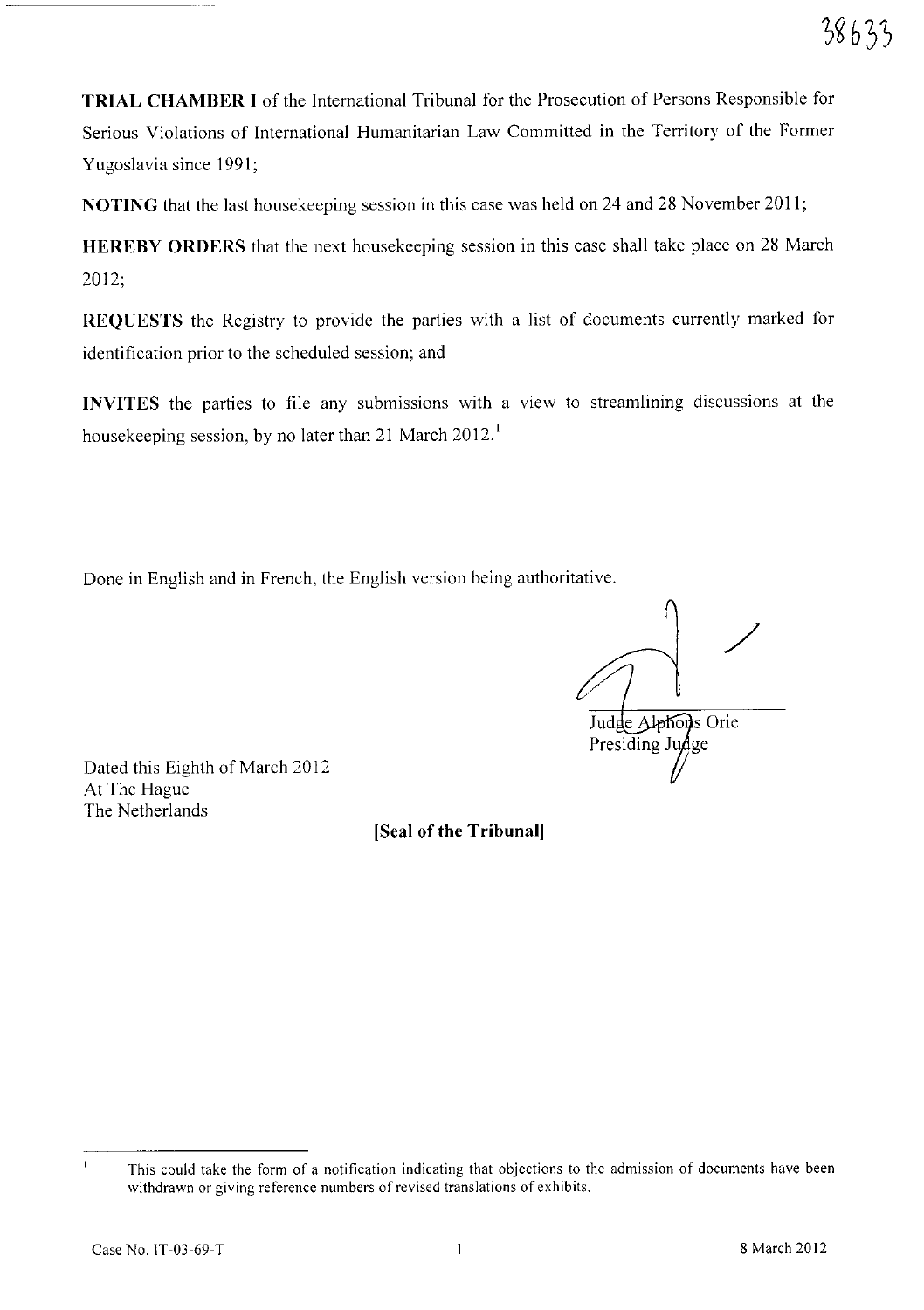**TRIAL CHAMBER I** of the International Tribunal for the Prosecution of Persons Responsible for Serious Violations of International Humanitarian Law Committed in the Territory of the Former Yugoslavia since 1991;

**NOTING** that the last housekeeping session in this case was held on 24 and 28 November 2011;

**HEREBY ORDERS** that the next housekeeping session in this case shall take place on 28 March 2012;

**REQUESTS** the Registry to provide the parties with a list of documents currently marked for identification prior to the scheduled session; and

**INVITES** the parties to file any submissions with a view to streamlining discussions at the housekeeping session, by no later than 21 March 2012.[1]

Done in English and in French, the English version being authoritative.

Judge Alphons Orie
Presiding Judge

Dated this Eighth of March 2012
At The Hague
The Netherlands

**[Seal of the Tribunal]**

---

[1] This could take the form of a notification indicating that objections to the admission of documents have been withdrawn or giving reference numbers of revised translations of exhibits.